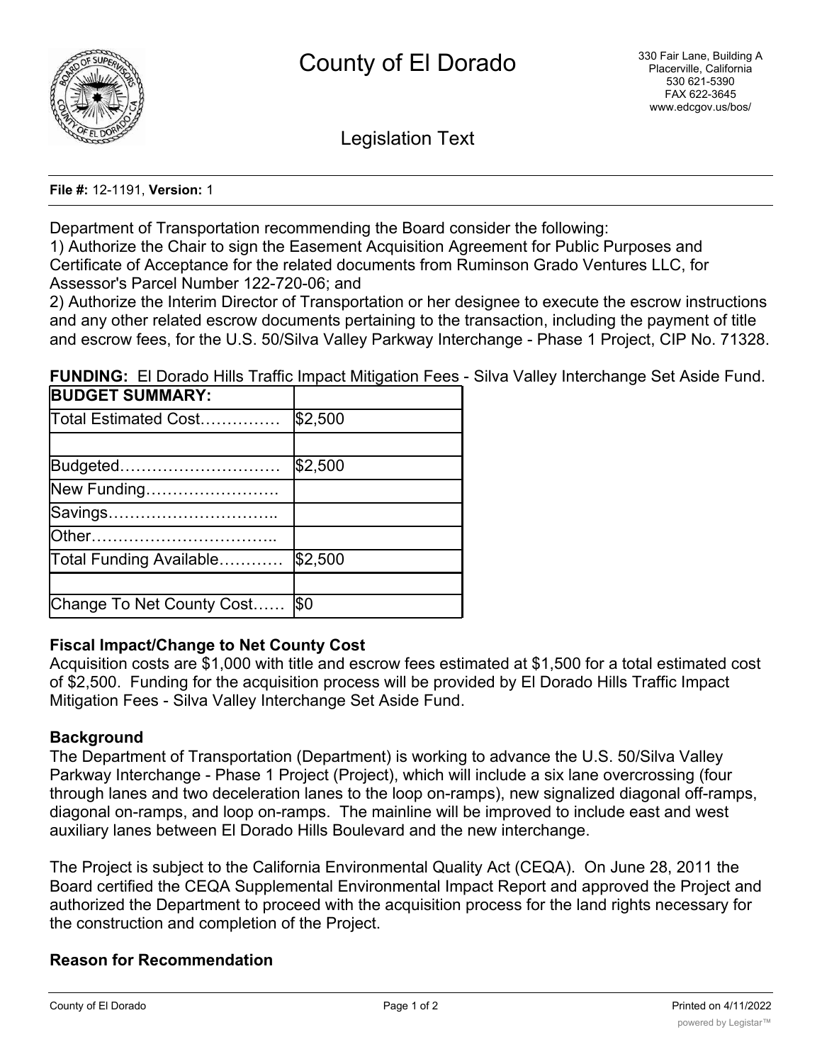# County of El Dorado

330 Fair Lane, Building A
Placerville, California
530 621-5390
FAX 622-3645
www.edcgov.us/bos/

## Legislation Text

**File #:** 12-1191, **Version:** 1

Department of Transportation recommending the Board consider the following:
1) Authorize the Chair to sign the Easement Acquisition Agreement for Public Purposes and Certificate of Acceptance for the related documents from Ruminson Grado Ventures LLC, for Assessor's Parcel Number 122-720-06; and
2) Authorize the Interim Director of Transportation or her designee to execute the escrow instructions and any other related escrow documents pertaining to the transaction, including the payment of title and escrow fees, for the U.S. 50/Silva Valley Parkway Interchange - Phase 1 Project, CIP No. 71328.

**FUNDING:** El Dorado Hills Traffic Impact Mitigation Fees - Silva Valley Interchange Set Aside Fund.

| **BUDGET SUMMARY:** | |
|---|---|
| Total Estimated Cost…………… | $2,500 |
| | |
| Budgeted………………………… | $2,500 |
| New Funding……………………. | |
| Savings………………………….. | |
| Other…………………………….. | |
| Total Funding Available………… | $2,500 |
| | |
| Change To Net County Cost…… | $0 |

### Fiscal Impact/Change to Net County Cost

Acquisition costs are $1,000 with title and escrow fees estimated at $1,500 for a total estimated cost of $2,500. Funding for the acquisition process will be provided by El Dorado Hills Traffic Impact Mitigation Fees - Silva Valley Interchange Set Aside Fund.

### Background

The Department of Transportation (Department) is working to advance the U.S. 50/Silva Valley Parkway Interchange - Phase 1 Project (Project), which will include a six lane overcrossing (four through lanes and two deceleration lanes to the loop on-ramps), new signalized diagonal off-ramps, diagonal on-ramps, and loop on-ramps. The mainline will be improved to include east and west auxiliary lanes between El Dorado Hills Boulevard and the new interchange.

The Project is subject to the California Environmental Quality Act (CEQA). On June 28, 2011 the Board certified the CEQA Supplemental Environmental Impact Report and approved the Project and authorized the Department to proceed with the acquisition process for the land rights necessary for the construction and completion of the Project.

### Reason for Recommendation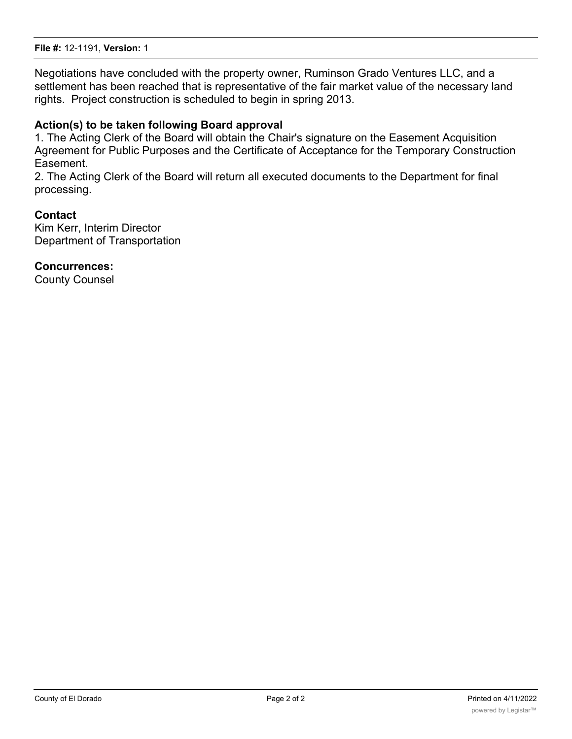Negotiations have concluded with the property owner, Ruminson Grado Ventures LLC, and a settlement has been reached that is representative of the fair market value of the necessary land rights. Project construction is scheduled to begin in spring 2013.

**Action(s) to be taken following Board approval**

1. The Acting Clerk of the Board will obtain the Chair's signature on the Easement Acquisition Agreement for Public Purposes and the Certificate of Acceptance for the Temporary Construction Easement.
2. The Acting Clerk of the Board will return all executed documents to the Department for final processing.

**Contact**

Kim Kerr, Interim Director
Department of Transportation

**Concurrences:**

County Counsel